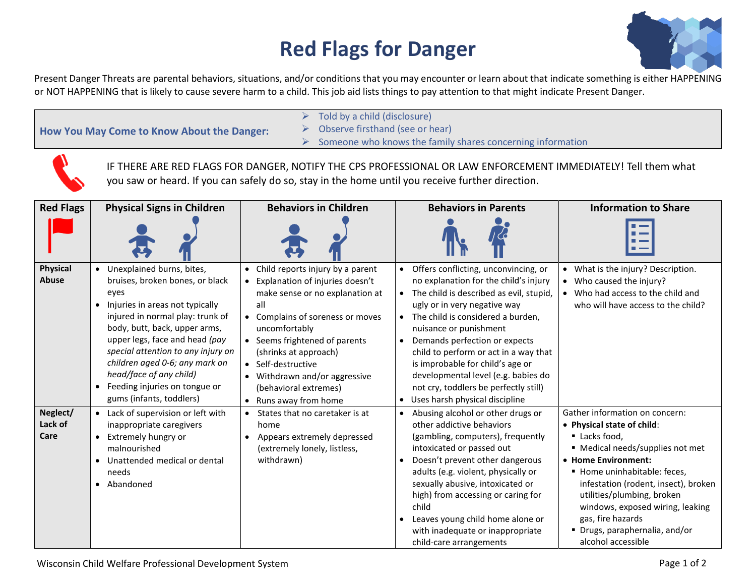# Red Flags for Danger

Present Danger Threats are parental behaviors, situations, and/or conditions that you may encounter or learn about that indicate something is either HAPPENING or NOT HAPPENING that is likely to cause severe harm to a child. This job aid lists things to pay attention to that might indicate Present Danger.

**How You May Come to Know About the Danger:**

- Told by a child (disclosure)
- Observe firsthand (see or hear)
- Someone who knows the family shares concerning information

IF THERE ARE RED FLAGS FOR DANGER, NOTIFY THE CPS PROFESSIONAL OR LAW ENFORCEMENT IMMEDIATELY! Tell them what you saw or heard. If you can safely do so, stay in the home until you receive further direction.

| Red Flags | Physical Signs in Children | Behaviors in Children | Behaviors in Parents | Information to Share |
|---|---|---|---|---|
| **Physical Abuse** | • Unexplained burns, bites, bruises, broken bones, or black eyes<br>• Injuries in areas not typically injured in normal play: trunk of body, butt, back, upper arms, upper legs, face and head *(pay special attention to any injury on children aged 0-6; any mark on head/face of any child)*<br>• Feeding injuries on tongue or gums (infants, toddlers) | • Child reports injury by a parent<br>• Explanation of injuries doesn't make sense or no explanation at all<br>• Complains of soreness or moves uncomfortably<br>• Seems frightened of parents (shrinks at approach)<br>• Self-destructive<br>• Withdrawn and/or aggressive (behavioral extremes)<br>• Runs away from home | • Offers conflicting, unconvincing, or no explanation for the child's injury<br>• The child is described as evil, stupid, ugly or in very negative way<br>• The child is considered a burden, nuisance or punishment<br>• Demands perfection or expects child to perform or act in a way that is improbable for child's age or developmental level (e.g. babies do not cry, toddlers be perfectly still)<br>• Uses harsh physical discipline | • What is the injury? Description.<br>• Who caused the injury?<br>• Who had access to the child and who will have access to the child? |
| **Neglect/ Lack of Care** | • Lack of supervision or left with inappropriate caregivers<br>• Extremely hungry or malnourished<br>• Unattended medical or dental needs<br>• Abandoned | • States that no caretaker is at home<br>• Appears extremely depressed (extremely lonely, listless, withdrawn) | • Abusing alcohol or other drugs or other addictive behaviors (gambling, computers), frequently intoxicated or passed out<br>• Doesn't prevent other dangerous adults (e.g. violent, physically or sexually abusive, intoxicated or high) from accessing or caring for child<br>• Leaves young child home alone or with inadequate or inappropriate child-care arrangements | Gather information on concern:<br>• **Physical state of child**:<br>▪ Lacks food,<br>▪ Medical needs/supplies not met<br>• **Home Environment:**<br>▪ Home uninhabitable: feces, infestation (rodent, insect), broken utilities/plumbing, broken windows, exposed wiring, leaking gas, fire hazards<br>▪ Drugs, paraphernalia, and/or alcohol accessible |

Wisconsin Child Welfare Professional Development System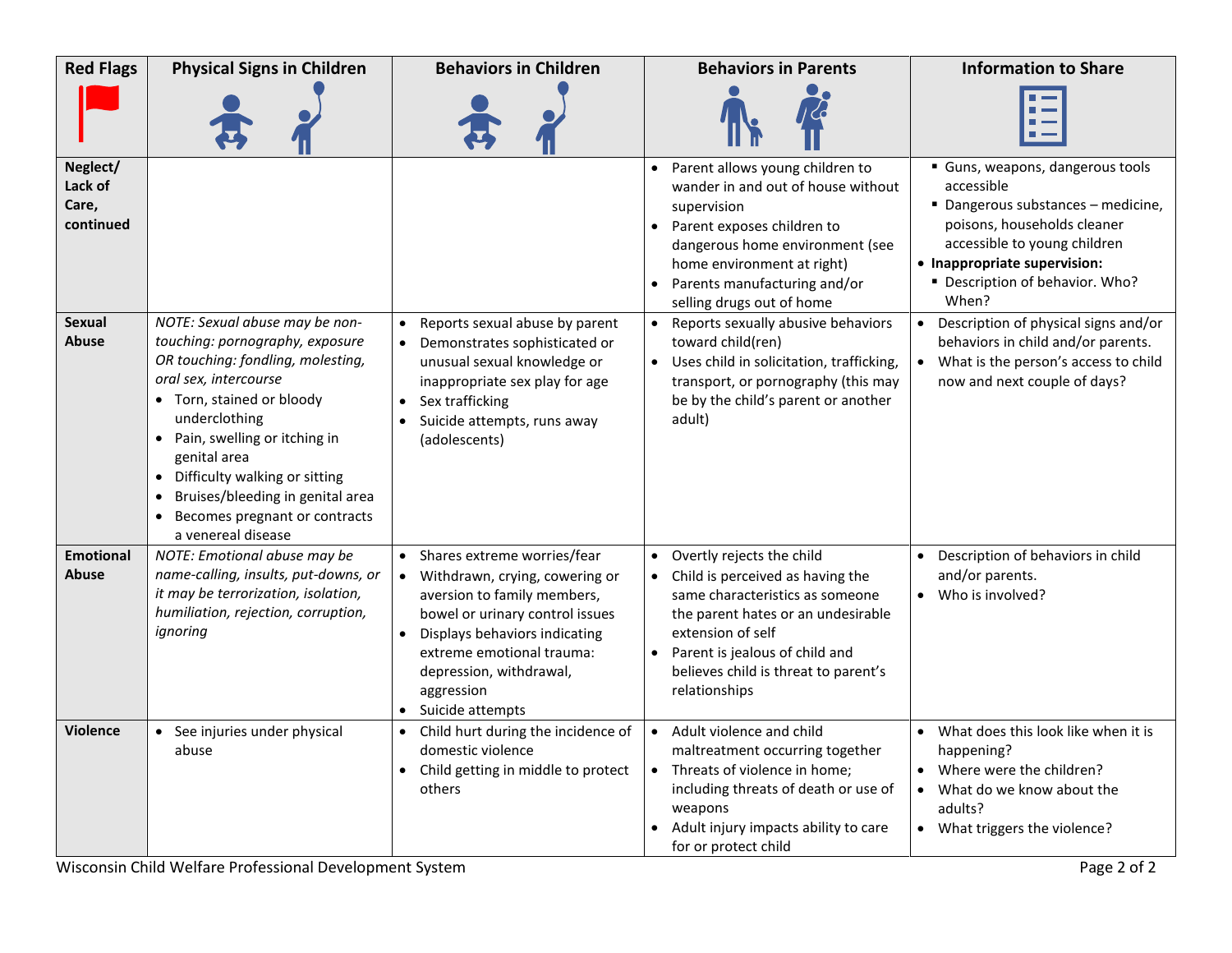| Red Flags | Physical Signs in Children | Behaviors in Children | Behaviors in Parents | Information to Share |
|---|---|---|---|---|
| **Neglect/ Lack of Care, continued** | | | • Parent allows young children to wander in and out of house without supervision<br>• Parent exposes children to dangerous home environment (see home environment at right)<br>• Parents manufacturing and/or selling drugs out of home | ▪ Guns, weapons, dangerous tools accessible<br>▪ Dangerous substances – medicine, poisons, households cleaner accessible to young children<br>• **Inappropriate supervision:**<br>▪ Description of behavior. Who? When? |
| **Sexual Abuse** | *NOTE: Sexual abuse may be non-touching: pornography, exposure OR touching: fondling, molesting, oral sex, intercourse*<br>• Torn, stained or bloody underclothing<br>• Pain, swelling or itching in genital area<br>• Difficulty walking or sitting<br>• Bruises/bleeding in genital area<br>• Becomes pregnant or contracts a venereal disease | • Reports sexual abuse by parent<br>• Demonstrates sophisticated or unusual sexual knowledge or inappropriate sex play for age<br>• Sex trafficking<br>• Suicide attempts, runs away (adolescents) | • Reports sexually abusive behaviors toward child(ren)<br>• Uses child in solicitation, trafficking, transport, or pornography (this may be by the child's parent or another adult) | • Description of physical signs and/or behaviors in child and/or parents.<br>• What is the person's access to child now and next couple of days? |
| **Emotional Abuse** | *NOTE: Emotional abuse may be name-calling, insults, put-downs, or it may be terrorization, isolation, humiliation, rejection, corruption, ignoring* | • Shares extreme worries/fear<br>• Withdrawn, crying, cowering or aversion to family members, bowel or urinary control issues<br>• Displays behaviors indicating extreme emotional trauma: depression, withdrawal, aggression<br>• Suicide attempts | • Overtly rejects the child<br>• Child is perceived as having the same characteristics as someone the parent hates or an undesirable extension of self<br>• Parent is jealous of child and believes child is threat to parent's relationships | • Description of behaviors in child and/or parents.<br>• Who is involved? |
| **Violence** | • See injuries under physical abuse | • Child hurt during the incidence of domestic violence<br>• Child getting in middle to protect others | • Adult violence and child maltreatment occurring together<br>• Threats of violence in home; including threats of death or use of weapons<br>• Adult injury impacts ability to care for or protect child | • What does this look like when it is happening?<br>• Where were the children?<br>• What do we know about the adults?<br>• What triggers the violence? |

Wisconsin Child Welfare Professional Development System